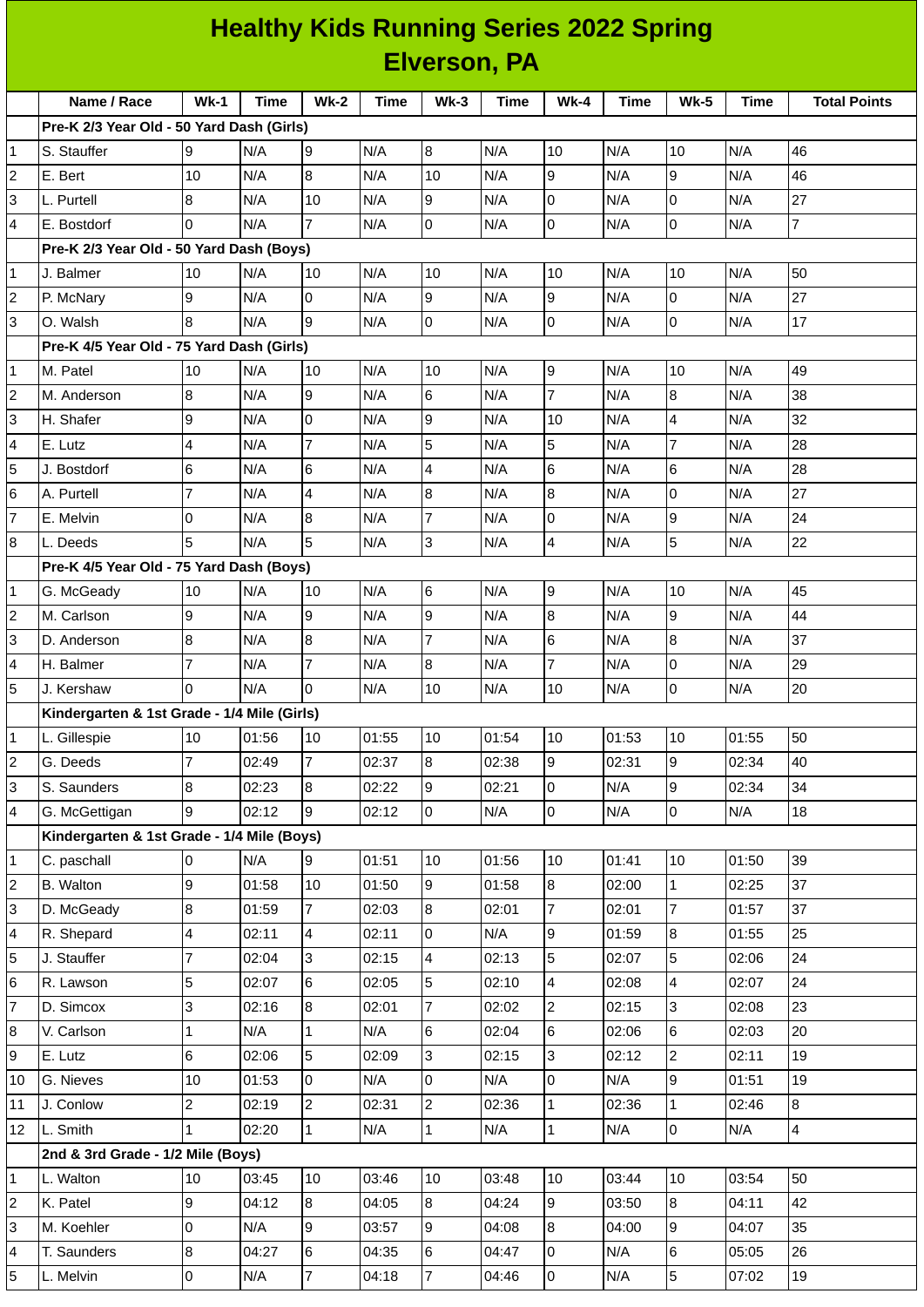# Healthy Kids Running Series 2022 Spring
## Elverson, PA

| | Name / Race | Wk-1 | Time | Wk-2 | Time | Wk-3 | Time | Wk-4 | Time | Wk-5 | Time | Total Points |
|---|---|---|---|---|---|---|---|---|---|---|---|---|
| | **Pre-K 2/3 Year Old - 50 Yard Dash (Girls)** | | | | | | | | | | | |
| 1 | S. Stauffer | 9 | N/A | 9 | N/A | 8 | N/A | 10 | N/A | 10 | N/A | 46 |
| 2 | E. Bert | 10 | N/A | 8 | N/A | 10 | N/A | 9 | N/A | 9 | N/A | 46 |
| 3 | L. Purtell | 8 | N/A | 10 | N/A | 9 | N/A | 0 | N/A | 0 | N/A | 27 |
| 4 | E. Bostdorf | 0 | N/A | 7 | N/A | 0 | N/A | 0 | N/A | 0 | N/A | 7 |
| | **Pre-K 2/3 Year Old - 50 Yard Dash (Boys)** | | | | | | | | | | | |
| 1 | J. Balmer | 10 | N/A | 10 | N/A | 10 | N/A | 10 | N/A | 10 | N/A | 50 |
| 2 | P. McNary | 9 | N/A | 0 | N/A | 9 | N/A | 9 | N/A | 0 | N/A | 27 |
| 3 | O. Walsh | 8 | N/A | 9 | N/A | 0 | N/A | 0 | N/A | 0 | N/A | 17 |
| | **Pre-K 4/5 Year Old - 75 Yard Dash (Girls)** | | | | | | | | | | | |
| 1 | M. Patel | 10 | N/A | 10 | N/A | 10 | N/A | 9 | N/A | 10 | N/A | 49 |
| 2 | M. Anderson | 8 | N/A | 9 | N/A | 6 | N/A | 7 | N/A | 8 | N/A | 38 |
| 3 | H. Shafer | 9 | N/A | 0 | N/A | 9 | N/A | 10 | N/A | 4 | N/A | 32 |
| 4 | E. Lutz | 4 | N/A | 7 | N/A | 5 | N/A | 5 | N/A | 7 | N/A | 28 |
| 5 | J. Bostdorf | 6 | N/A | 6 | N/A | 4 | N/A | 6 | N/A | 6 | N/A | 28 |
| 6 | A. Purtell | 7 | N/A | 4 | N/A | 8 | N/A | 8 | N/A | 0 | N/A | 27 |
| 7 | E. Melvin | 0 | N/A | 8 | N/A | 7 | N/A | 0 | N/A | 9 | N/A | 24 |
| 8 | L. Deeds | 5 | N/A | 5 | N/A | 3 | N/A | 4 | N/A | 5 | N/A | 22 |
| | **Pre-K 4/5 Year Old - 75 Yard Dash (Boys)** | | | | | | | | | | | |
| 1 | G. McGeady | 10 | N/A | 10 | N/A | 6 | N/A | 9 | N/A | 10 | N/A | 45 |
| 2 | M. Carlson | 9 | N/A | 9 | N/A | 9 | N/A | 8 | N/A | 9 | N/A | 44 |
| 3 | D. Anderson | 8 | N/A | 8 | N/A | 7 | N/A | 6 | N/A | 8 | N/A | 37 |
| 4 | H. Balmer | 7 | N/A | 7 | N/A | 8 | N/A | 7 | N/A | 0 | N/A | 29 |
| 5 | J. Kershaw | 0 | N/A | 0 | N/A | 10 | N/A | 10 | N/A | 0 | N/A | 20 |
| | **Kindergarten & 1st Grade - 1/4 Mile (Girls)** | | | | | | | | | | | |
| 1 | L. Gillespie | 10 | 01:56 | 10 | 01:55 | 10 | 01:54 | 10 | 01:53 | 10 | 01:55 | 50 |
| 2 | G. Deeds | 7 | 02:49 | 7 | 02:37 | 8 | 02:38 | 9 | 02:31 | 9 | 02:34 | 40 |
| 3 | S. Saunders | 8 | 02:23 | 8 | 02:22 | 9 | 02:21 | 0 | N/A | 9 | 02:34 | 34 |
| 4 | G. McGettigan | 9 | 02:12 | 9 | 02:12 | 0 | N/A | 0 | N/A | 0 | N/A | 18 |
| | **Kindergarten & 1st Grade - 1/4 Mile (Boys)** | | | | | | | | | | | |
| 1 | C. paschall | 0 | N/A | 9 | 01:51 | 10 | 01:56 | 10 | 01:41 | 10 | 01:50 | 39 |
| 2 | B. Walton | 9 | 01:58 | 10 | 01:50 | 9 | 01:58 | 8 | 02:00 | 1 | 02:25 | 37 |
| 3 | D. McGeady | 8 | 01:59 | 7 | 02:03 | 8 | 02:01 | 7 | 02:01 | 7 | 01:57 | 37 |
| 4 | R. Shepard | 4 | 02:11 | 4 | 02:11 | 0 | N/A | 9 | 01:59 | 8 | 01:55 | 25 |
| 5 | J. Stauffer | 7 | 02:04 | 3 | 02:15 | 4 | 02:13 | 5 | 02:07 | 5 | 02:06 | 24 |
| 6 | R. Lawson | 5 | 02:07 | 6 | 02:05 | 5 | 02:10 | 4 | 02:08 | 4 | 02:07 | 24 |
| 7 | D. Simcox | 3 | 02:16 | 8 | 02:01 | 7 | 02:02 | 2 | 02:15 | 3 | 02:08 | 23 |
| 8 | V. Carlson | 1 | N/A | 1 | N/A | 6 | 02:04 | 6 | 02:06 | 6 | 02:03 | 20 |
| 9 | E. Lutz | 6 | 02:06 | 5 | 02:09 | 3 | 02:15 | 3 | 02:12 | 2 | 02:11 | 19 |
| 10 | G. Nieves | 10 | 01:53 | 0 | N/A | 0 | N/A | 0 | N/A | 9 | 01:51 | 19 |
| 11 | J. Conlow | 2 | 02:19 | 2 | 02:31 | 2 | 02:36 | 1 | 02:36 | 1 | 02:46 | 8 |
| 12 | L. Smith | 1 | 02:20 | 1 | N/A | 1 | N/A | 1 | N/A | 0 | N/A | 4 |
| | **2nd & 3rd Grade - 1/2 Mile (Boys)** | | | | | | | | | | | |
| 1 | L. Walton | 10 | 03:45 | 10 | 03:46 | 10 | 03:48 | 10 | 03:44 | 10 | 03:54 | 50 |
| 2 | K. Patel | 9 | 04:12 | 8 | 04:05 | 8 | 04:24 | 9 | 03:50 | 8 | 04:11 | 42 |
| 3 | M. Koehler | 0 | N/A | 9 | 03:57 | 9 | 04:08 | 8 | 04:00 | 9 | 04:07 | 35 |
| 4 | T. Saunders | 8 | 04:27 | 6 | 04:35 | 6 | 04:47 | 0 | N/A | 6 | 05:05 | 26 |
| 5 | L. Melvin | 0 | N/A | 7 | 04:18 | 7 | 04:46 | 0 | N/A | 5 | 07:02 | 19 |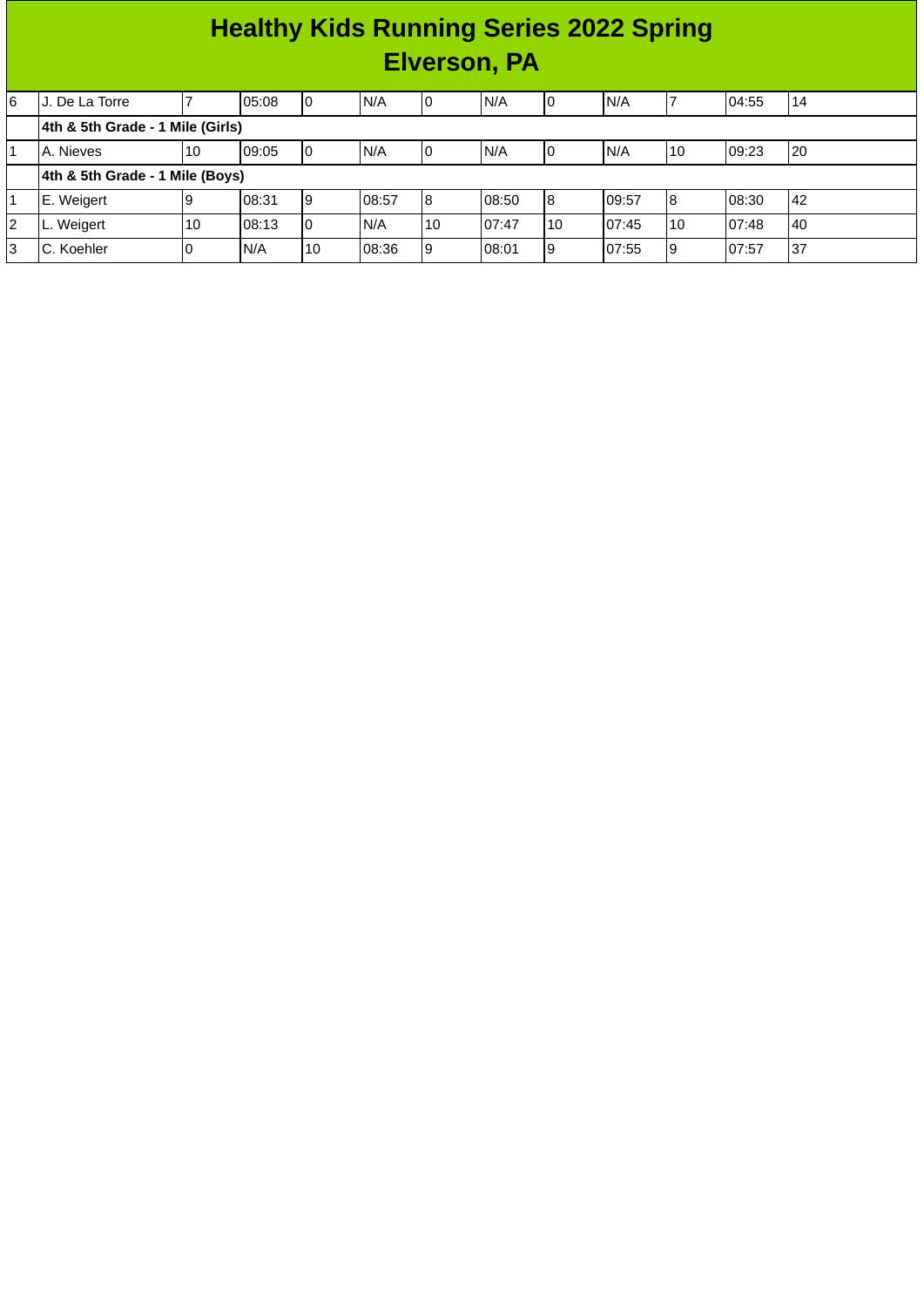# Healthy Kids Running Series 2022 Spring
## Elverson, PA

| | | | | | | | | | | | | |
|---|---|---|---|---|---|---|---|---|---|---|---|---|
| 6 | J. De La Torre | 7 | 05:08 | 0 | N/A | 0 | N/A | 0 | N/A | 7 | 04:55 | 14 |
| | **4th & 5th Grade - 1 Mile (Girls)** | | | | | | | | | | | |
| 1 | A. Nieves | 10 | 09:05 | 0 | N/A | 0 | N/A | 0 | N/A | 10 | 09:23 | 20 |
| | **4th & 5th Grade - 1 Mile (Boys)** | | | | | | | | | | | |
| 1 | E. Weigert | 9 | 08:31 | 9 | 08:57 | 8 | 08:50 | 8 | 09:57 | 8 | 08:30 | 42 |
| 2 | L. Weigert | 10 | 08:13 | 0 | N/A | 10 | 07:47 | 10 | 07:45 | 10 | 07:48 | 40 |
| 3 | C. Koehler | 0 | N/A | 10 | 08:36 | 9 | 08:01 | 9 | 07:55 | 9 | 07:57 | 37 |